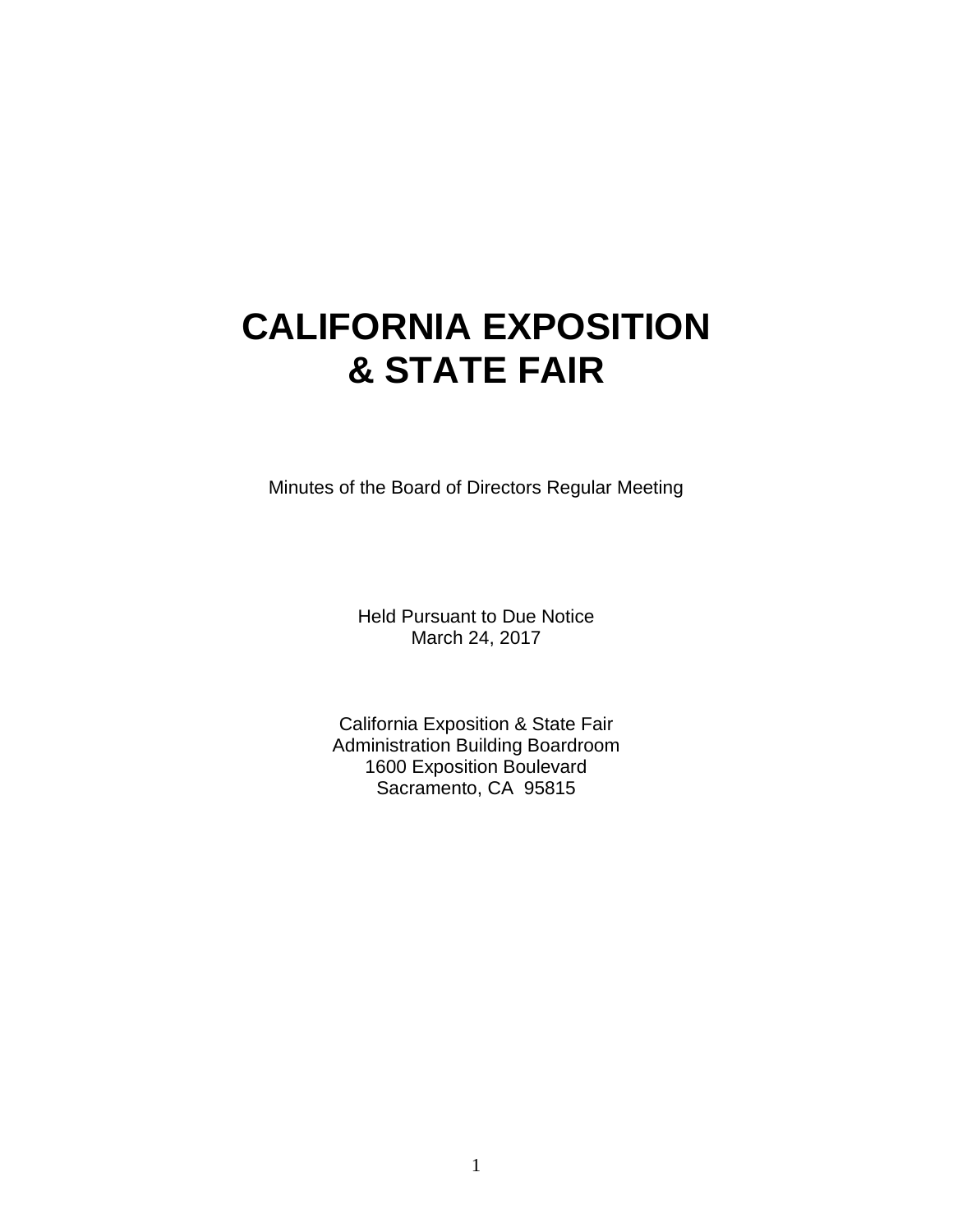# CALIFORNIA EXPOSITION & STATE FAIR

Minutes of the Board of Directors Regular Meeting

Held Pursuant to Due Notice
March 24, 2017

California Exposition & State Fair
Administration Building Boardroom
1600 Exposition Boulevard
Sacramento, CA 95815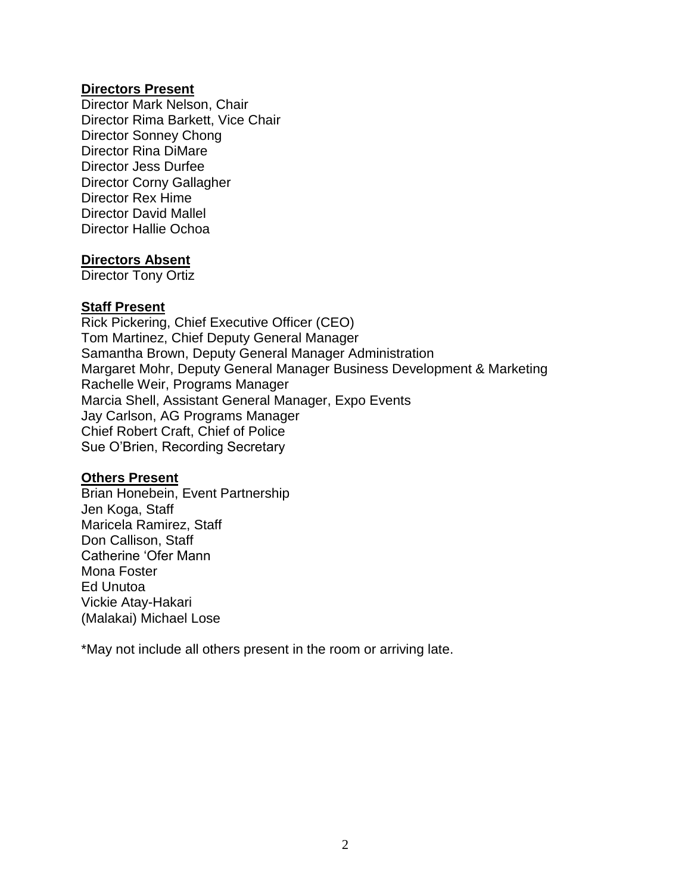**Directors Present**

Director Mark Nelson, Chair
Director Rima Barkett, Vice Chair
Director Sonney Chong
Director Rina DiMare
Director Jess Durfee
Director Corny Gallagher
Director Rex Hime
Director David Mallel
Director Hallie Ochoa

**Directors Absent**

Director Tony Ortiz

**Staff Present**

Rick Pickering, Chief Executive Officer (CEO)
Tom Martinez, Chief Deputy General Manager
Samantha Brown, Deputy General Manager Administration
Margaret Mohr, Deputy General Manager Business Development & Marketing
Rachelle Weir, Programs Manager
Marcia Shell, Assistant General Manager, Expo Events
Jay Carlson, AG Programs Manager
Chief Robert Craft, Chief of Police
Sue O'Brien, Recording Secretary

**Others Present**

Brian Honebein, Event Partnership
Jen Koga, Staff
Maricela Ramirez, Staff
Don Callison, Staff
Catherine 'Ofer Mann
Mona Foster
Ed Unutoa
Vickie Atay-Hakari
(Malakai) Michael Lose

*May not include all others present in the room or arriving late.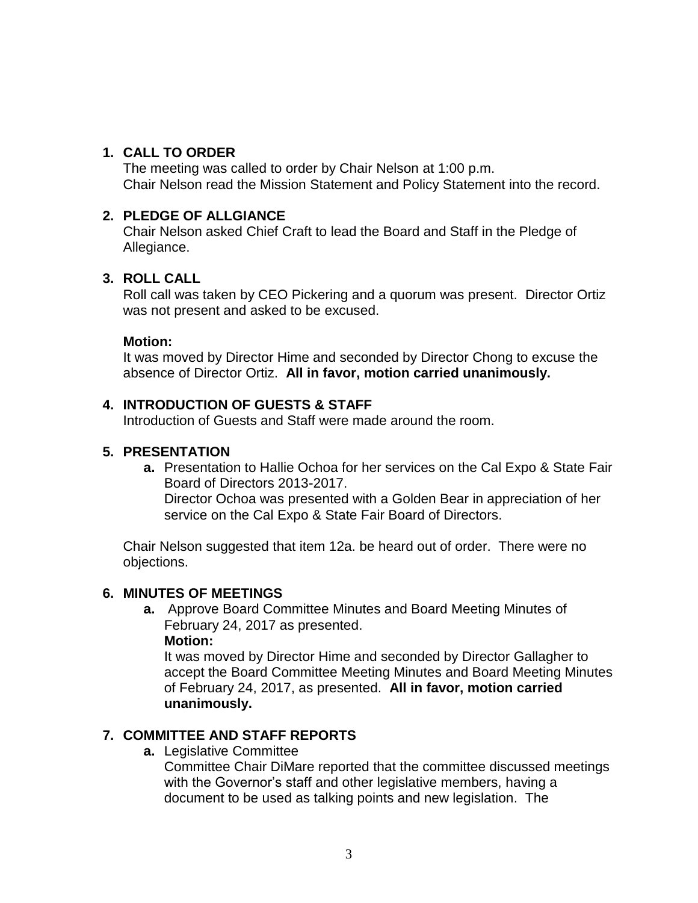1. **CALL TO ORDER**
   The meeting was called to order by Chair Nelson at 1:00 p.m.
   Chair Nelson read the Mission Statement and Policy Statement into the record.

2. **PLEDGE OF ALLGIANCE**
   Chair Nelson asked Chief Craft to lead the Board and Staff in the Pledge of Allegiance.

3. **ROLL CALL**
   Roll call was taken by CEO Pickering and a quorum was present. Director Ortiz was not present and asked to be excused.

   **Motion:**
   It was moved by Director Hime and seconded by Director Chong to excuse the absence of Director Ortiz. **All in favor, motion carried unanimously.**

4. **INTRODUCTION OF GUESTS & STAFF**
   Introduction of Guests and Staff were made around the room.

5. **PRESENTATION**
   **a.** Presentation to Hallie Ochoa for her services on the Cal Expo & State Fair Board of Directors 2013-2017.
   Director Ochoa was presented with a Golden Bear in appreciation of her service on the Cal Expo & State Fair Board of Directors.

   Chair Nelson suggested that item 12a. be heard out of order. There were no objections.

6. **MINUTES OF MEETINGS**
   **a.** Approve Board Committee Minutes and Board Meeting Minutes of February 24, 2017 as presented.
   **Motion:**
   It was moved by Director Hime and seconded by Director Gallagher to accept the Board Committee Meeting Minutes and Board Meeting Minutes of February 24, 2017, as presented. **All in favor, motion carried unanimously.**

7. **COMMITTEE AND STAFF REPORTS**
   **a.** Legislative Committee
   Committee Chair DiMare reported that the committee discussed meetings with the Governor's staff and other legislative members, having a document to be used as talking points and new legislation. The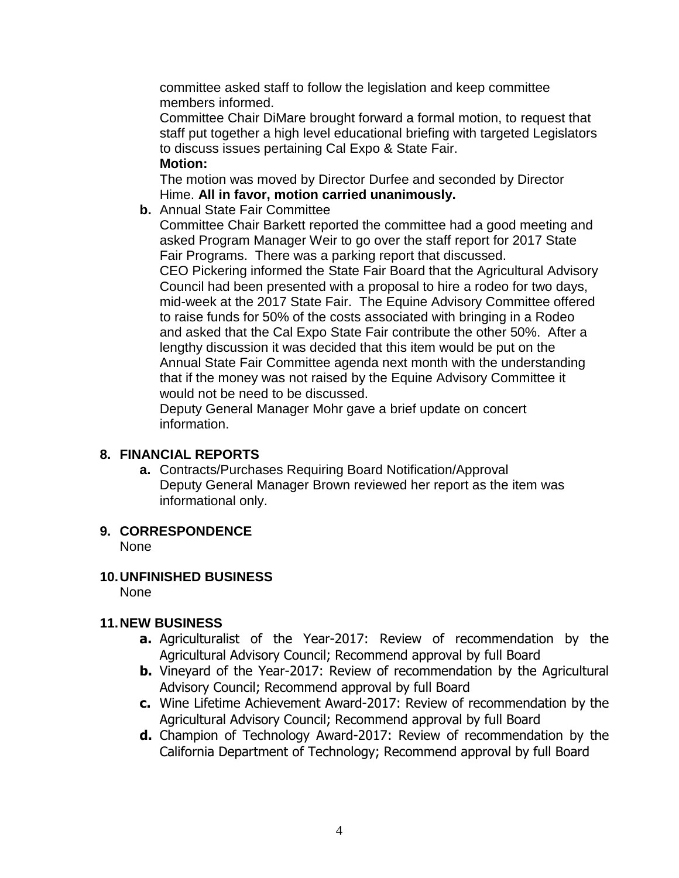committee asked staff to follow the legislation and keep committee members informed.

Committee Chair DiMare brought forward a formal motion, to request that staff put together a high level educational briefing with targeted Legislators to discuss issues pertaining Cal Expo & State Fair.

**Motion:**

The motion was moved by Director Durfee and seconded by Director Hime. **All in favor, motion carried unanimously.**

**b.** Annual State Fair Committee

Committee Chair Barkett reported the committee had a good meeting and asked Program Manager Weir to go over the staff report for 2017 State Fair Programs. There was a parking report that discussed.

CEO Pickering informed the State Fair Board that the Agricultural Advisory Council had been presented with a proposal to hire a rodeo for two days, mid-week at the 2017 State Fair. The Equine Advisory Committee offered to raise funds for 50% of the costs associated with bringing in a Rodeo and asked that the Cal Expo State Fair contribute the other 50%. After a lengthy discussion it was decided that this item would be put on the Annual State Fair Committee agenda next month with the understanding that if the money was not raised by the Equine Advisory Committee it would not be need to be discussed.

Deputy General Manager Mohr gave a brief update on concert information.

## 8. FINANCIAL REPORTS

**a.** Contracts/Purchases Requiring Board Notification/Approval
Deputy General Manager Brown reviewed her report as the item was informational only.

## 9. CORRESPONDENCE

None

## 10. UNFINISHED BUSINESS

None

## 11. NEW BUSINESS

**a.** Agriculturalist of the Year-2017: Review of recommendation by the Agricultural Advisory Council; Recommend approval by full Board

**b.** Vineyard of the Year-2017: Review of recommendation by the Agricultural Advisory Council; Recommend approval by full Board

**c.** Wine Lifetime Achievement Award-2017: Review of recommendation by the Agricultural Advisory Council; Recommend approval by full Board

**d.** Champion of Technology Award-2017: Review of recommendation by the California Department of Technology; Recommend approval by full Board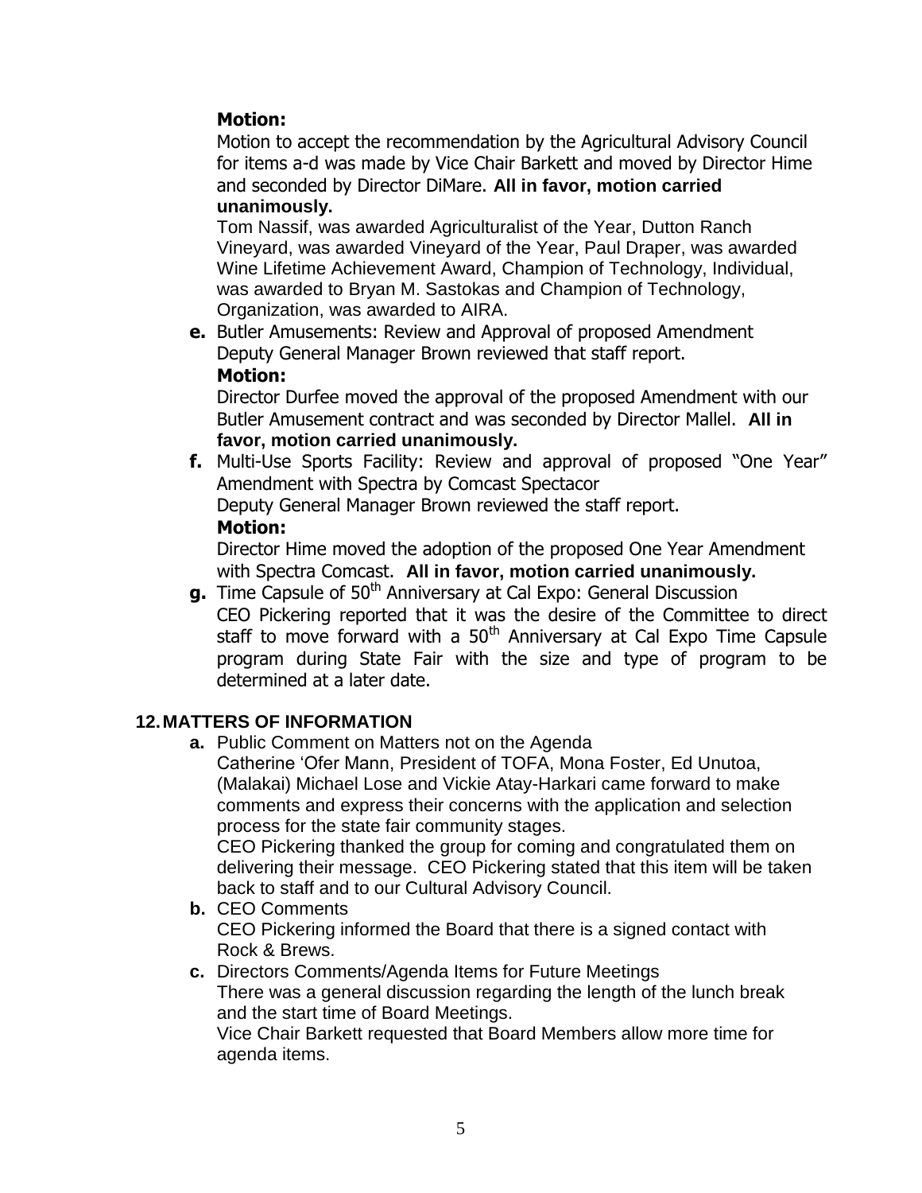**Motion:**

Motion to accept the recommendation by the Agricultural Advisory Council for items a-d was made by Vice Chair Barkett and moved by Director Hime and seconded by Director DiMare. **All in favor, motion carried unanimously.**

Tom Nassif, was awarded Agriculturalist of the Year, Dutton Ranch Vineyard, was awarded Vineyard of the Year, Paul Draper, was awarded Wine Lifetime Achievement Award, Champion of Technology, Individual, was awarded to Bryan M. Sastokas and Champion of Technology, Organization, was awarded to AIRA.

**e.** Butler Amusements: Review and Approval of proposed Amendment
Deputy General Manager Brown reviewed that staff report.

**Motion:**

Director Durfee moved the approval of the proposed Amendment with our Butler Amusement contract and was seconded by Director Mallel. **All in favor, motion carried unanimously.**

**f.** Multi-Use Sports Facility: Review and approval of proposed "One Year" Amendment with Spectra by Comcast Spectacor
Deputy General Manager Brown reviewed the staff report.

**Motion:**

Director Hime moved the adoption of the proposed One Year Amendment with Spectra Comcast. **All in favor, motion carried unanimously.**

**g.** Time Capsule of 50th Anniversary at Cal Expo: General Discussion
CEO Pickering reported that it was the desire of the Committee to direct staff to move forward with a 50th Anniversary at Cal Expo Time Capsule program during State Fair with the size and type of program to be determined at a later date.

**12. MATTERS OF INFORMATION**

**a.** Public Comment on Matters not on the Agenda
Catherine 'Ofer Mann, President of TOFA, Mona Foster, Ed Unutoa, (Malakai) Michael Lose and Vickie Atay-Harkari came forward to make comments and express their concerns with the application and selection process for the state fair community stages.
CEO Pickering thanked the group for coming and congratulated them on delivering their message. CEO Pickering stated that this item will be taken back to staff and to our Cultural Advisory Council.

**b.** CEO Comments
CEO Pickering informed the Board that there is a signed contact with Rock & Brews.

**c.** Directors Comments/Agenda Items for Future Meetings
There was a general discussion regarding the length of the lunch break and the start time of Board Meetings.
Vice Chair Barkett requested that Board Members allow more time for agenda items.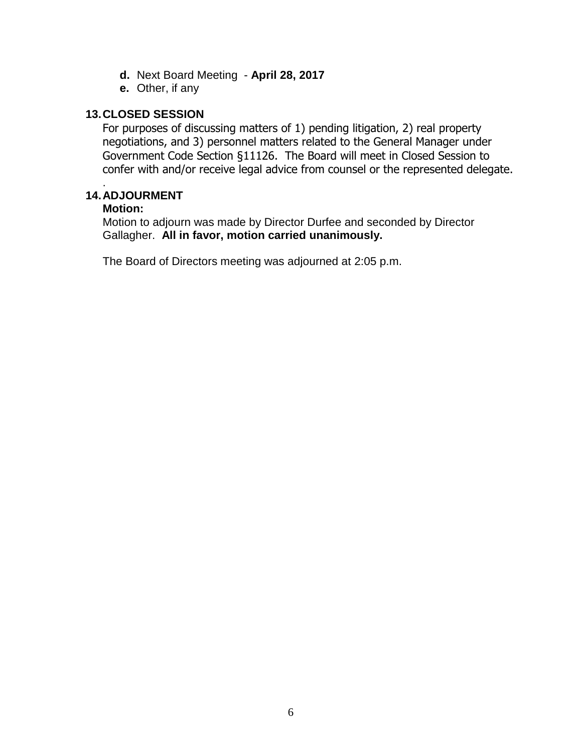- **d.** Next Board Meeting - **April 28, 2017**
- **e.** Other, if any

**13. CLOSED SESSION**

For purposes of discussing matters of 1) pending litigation, 2) real property negotiations, and 3) personnel matters related to the General Manager under Government Code Section §11126. The Board will meet in Closed Session to confer with and/or receive legal advice from counsel or the represented delegate.

.

**14. ADJOURMENT**

**Motion:**

Motion to adjourn was made by Director Durfee and seconded by Director Gallagher. **All in favor, motion carried unanimously.**

The Board of Directors meeting was adjourned at 2:05 p.m.